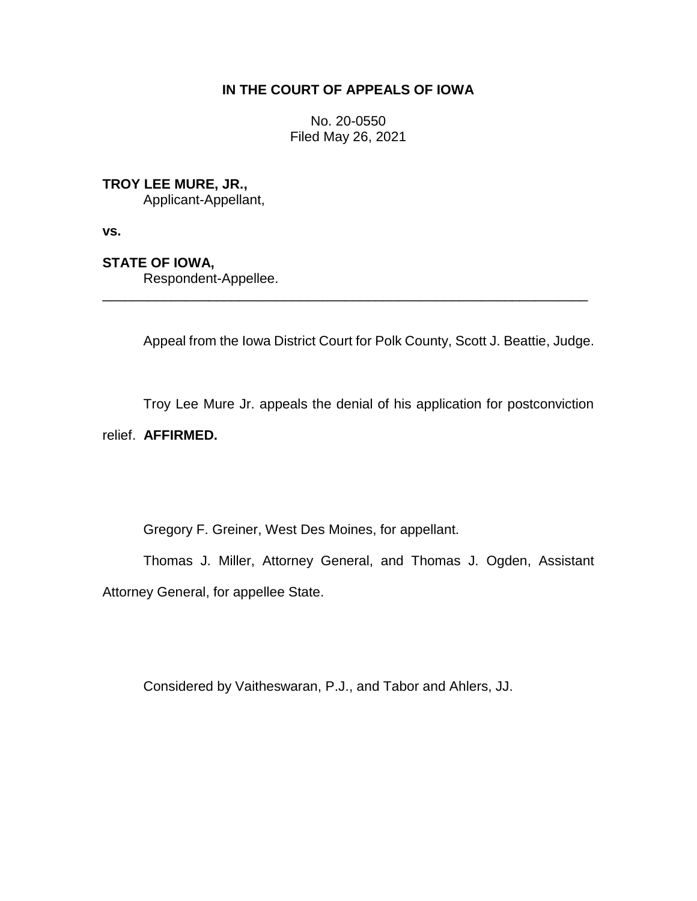# IN THE COURT OF APPEALS OF IOWA

No. 20-0550
Filed May 26, 2021

**TROY LEE MURE, JR.,**
Applicant-Appellant,

**vs.**

**STATE OF IOWA,**
Respondent-Appellee.

________________________________________________________________

Appeal from the Iowa District Court for Polk County, Scott J. Beattie, Judge.

Troy Lee Mure Jr. appeals the denial of his application for postconviction relief. **AFFIRMED.**

Gregory F. Greiner, West Des Moines, for appellant.

Thomas J. Miller, Attorney General, and Thomas J. Ogden, Assistant Attorney General, for appellee State.

Considered by Vaitheswaran, P.J., and Tabor and Ahlers, JJ.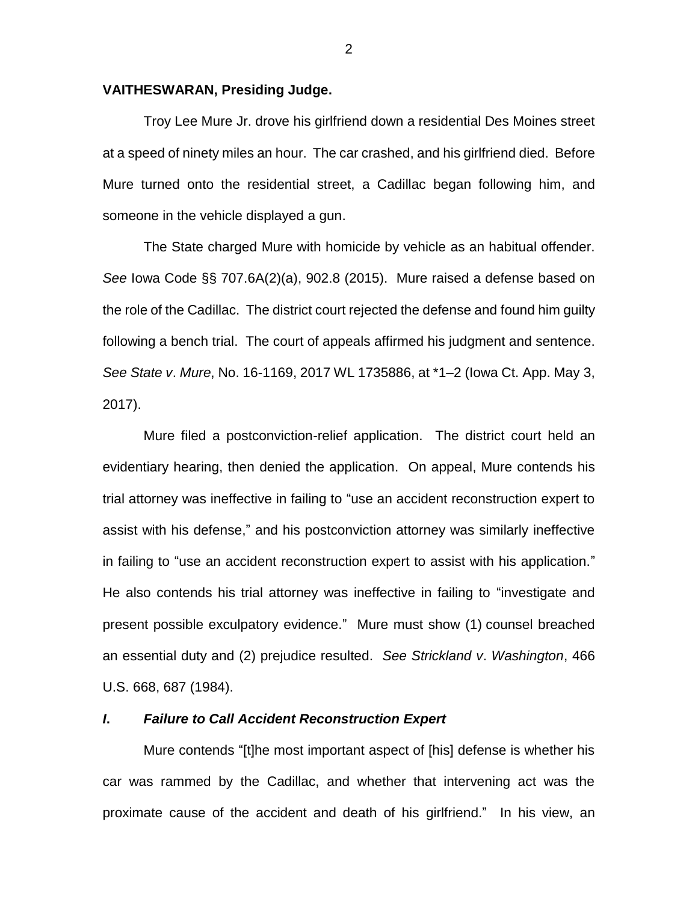**VAITHESWARAN, Presiding Judge.**

Troy Lee Mure Jr. drove his girlfriend down a residential Des Moines street at a speed of ninety miles an hour. The car crashed, and his girlfriend died. Before Mure turned onto the residential street, a Cadillac began following him, and someone in the vehicle displayed a gun.

The State charged Mure with homicide by vehicle as an habitual offender. *See* Iowa Code §§ 707.6A(2)(a), 902.8 (2015). Mure raised a defense based on the role of the Cadillac. The district court rejected the defense and found him guilty following a bench trial. The court of appeals affirmed his judgment and sentence. *See State v. Mure*, No. 16-1169, 2017 WL 1735886, at *1–2 (Iowa Ct. App. May 3, 2017).

Mure filed a postconviction-relief application. The district court held an evidentiary hearing, then denied the application. On appeal, Mure contends his trial attorney was ineffective in failing to "use an accident reconstruction expert to assist with his defense," and his postconviction attorney was similarly ineffective in failing to "use an accident reconstruction expert to assist with his application." He also contends his trial attorney was ineffective in failing to "investigate and present possible exculpatory evidence." Mure must show (1) counsel breached an essential duty and (2) prejudice resulted. *See Strickland v. Washington*, 466 U.S. 668, 687 (1984).

### *I. Failure to Call Accident Reconstruction Expert*

Mure contends "[t]he most important aspect of [his] defense is whether his car was rammed by the Cadillac, and whether that intervening act was the proximate cause of the accident and death of his girlfriend." In his view, an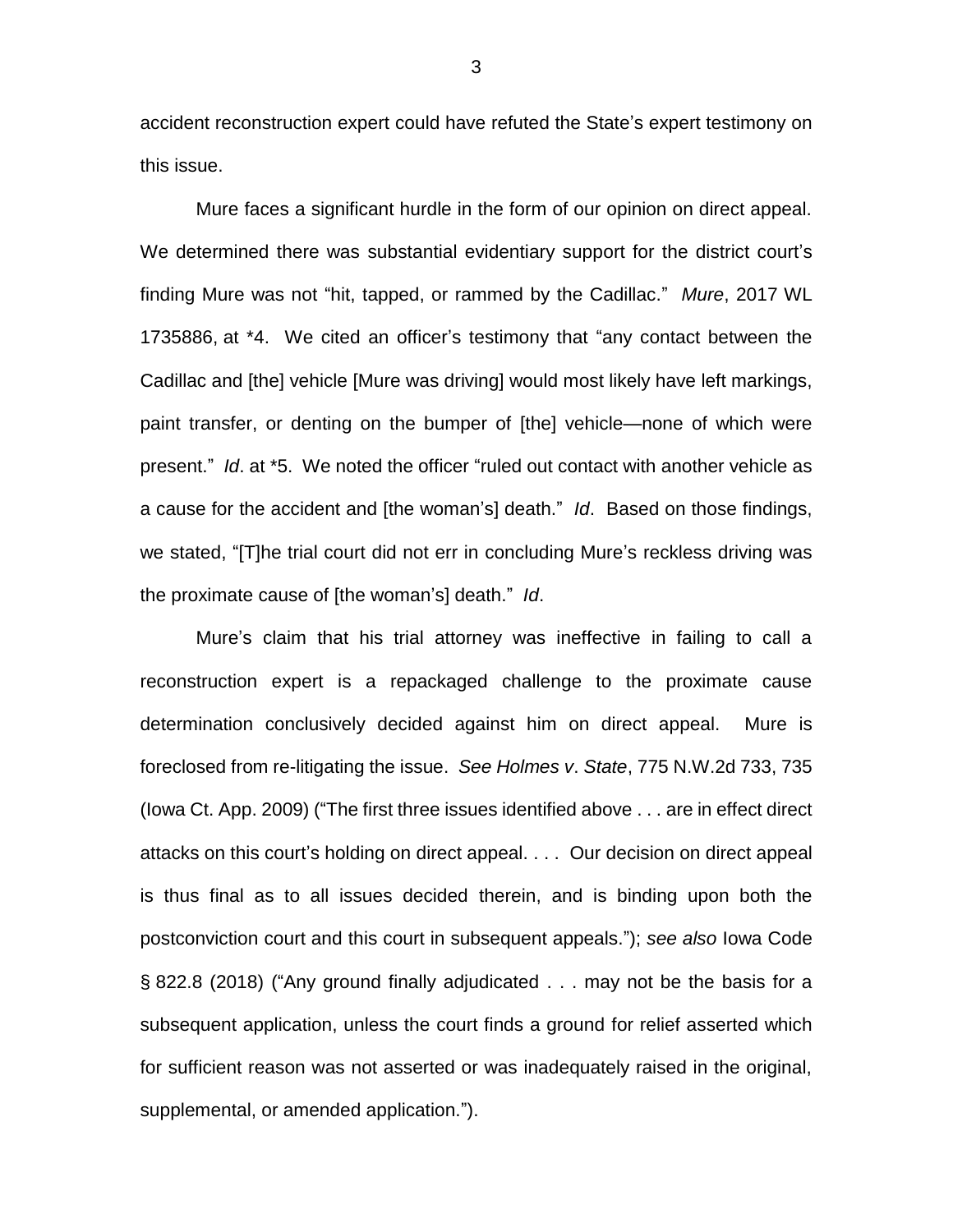accident reconstruction expert could have refuted the State's expert testimony on this issue.

Mure faces a significant hurdle in the form of our opinion on direct appeal. We determined there was substantial evidentiary support for the district court's finding Mure was not "hit, tapped, or rammed by the Cadillac." *Mure*, 2017 WL 1735886, at *4. We cited an officer's testimony that "any contact between the Cadillac and [the] vehicle [Mure was driving] would most likely have left markings, paint transfer, or denting on the bumper of [the] vehicle—none of which were present." *Id*. at *5. We noted the officer "ruled out contact with another vehicle as a cause for the accident and [the woman's] death." *Id*. Based on those findings, we stated, "[T]he trial court did not err in concluding Mure's reckless driving was the proximate cause of [the woman's] death." *Id*.

Mure's claim that his trial attorney was ineffective in failing to call a reconstruction expert is a repackaged challenge to the proximate cause determination conclusively decided against him on direct appeal. Mure is foreclosed from re-litigating the issue. *See Holmes v. State*, 775 N.W.2d 733, 735 (Iowa Ct. App. 2009) ("The first three issues identified above . . . are in effect direct attacks on this court's holding on direct appeal. . . . Our decision on direct appeal is thus final as to all issues decided therein, and is binding upon both the postconviction court and this court in subsequent appeals."); *see also* Iowa Code § 822.8 (2018) ("Any ground finally adjudicated . . . may not be the basis for a subsequent application, unless the court finds a ground for relief asserted which for sufficient reason was not asserted or was inadequately raised in the original, supplemental, or amended application.").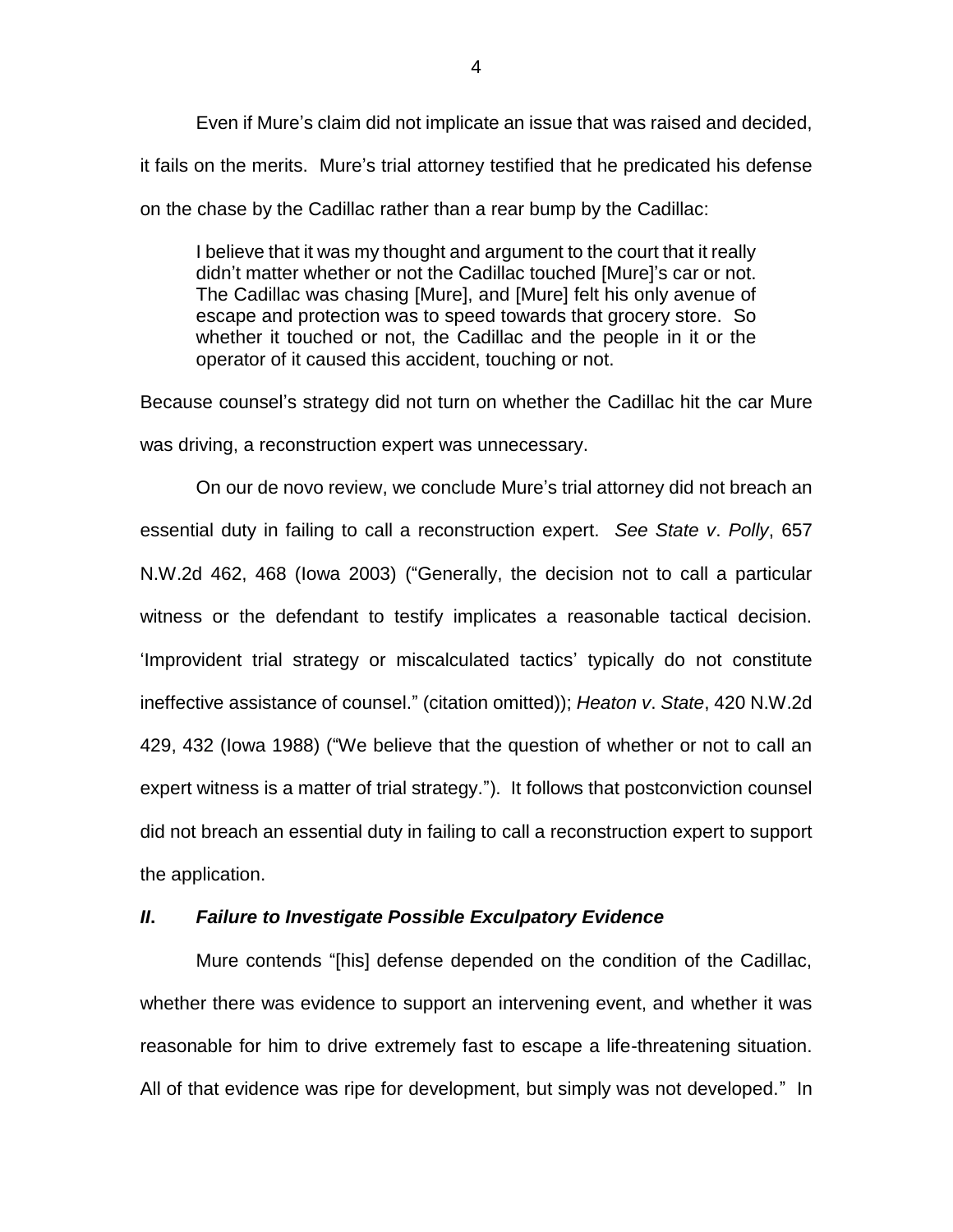Even if Mure's claim did not implicate an issue that was raised and decided, it fails on the merits. Mure's trial attorney testified that he predicated his defense on the chase by the Cadillac rather than a rear bump by the Cadillac:

> I believe that it was my thought and argument to the court that it really didn't matter whether or not the Cadillac touched [Mure]'s car or not. The Cadillac was chasing [Mure], and [Mure] felt his only avenue of escape and protection was to speed towards that grocery store. So whether it touched or not, the Cadillac and the people in it or the operator of it caused this accident, touching or not.

Because counsel's strategy did not turn on whether the Cadillac hit the car Mure was driving, a reconstruction expert was unnecessary.

On our de novo review, we conclude Mure's trial attorney did not breach an essential duty in failing to call a reconstruction expert. *See State v. Polly*, 657 N.W.2d 462, 468 (Iowa 2003) ("Generally, the decision not to call a particular witness or the defendant to testify implicates a reasonable tactical decision. 'Improvident trial strategy or miscalculated tactics' typically do not constitute ineffective assistance of counsel." (citation omitted)); *Heaton v. State*, 420 N.W.2d 429, 432 (Iowa 1988) ("We believe that the question of whether or not to call an expert witness is a matter of trial strategy."). It follows that postconviction counsel did not breach an essential duty in failing to call a reconstruction expert to support the application.

### *II. Failure to Investigate Possible Exculpatory Evidence*

Mure contends "[his] defense depended on the condition of the Cadillac, whether there was evidence to support an intervening event, and whether it was reasonable for him to drive extremely fast to escape a life-threatening situation. All of that evidence was ripe for development, but simply was not developed." In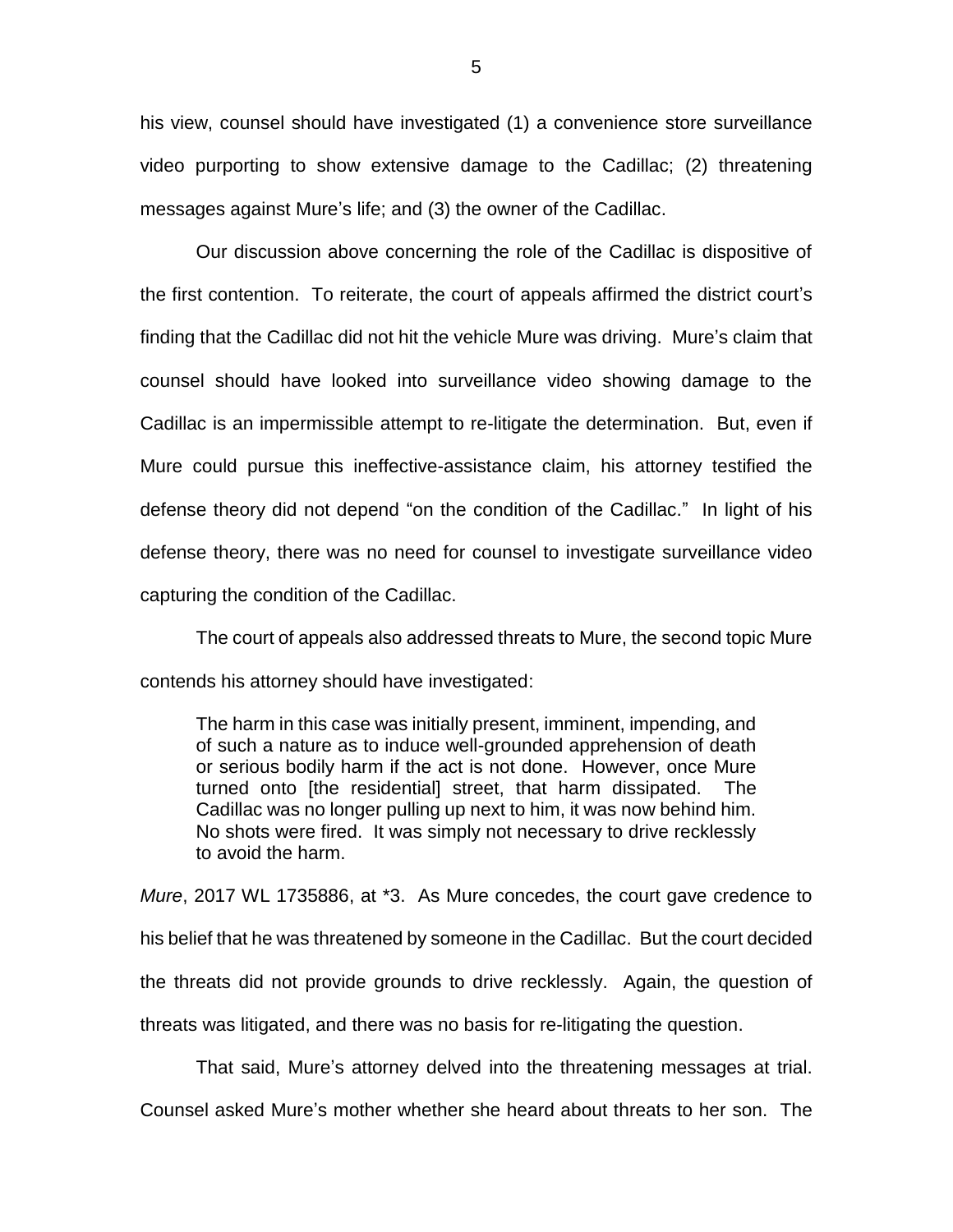his view, counsel should have investigated (1) a convenience store surveillance video purporting to show extensive damage to the Cadillac; (2) threatening messages against Mure's life; and (3) the owner of the Cadillac.

Our discussion above concerning the role of the Cadillac is dispositive of the first contention. To reiterate, the court of appeals affirmed the district court's finding that the Cadillac did not hit the vehicle Mure was driving. Mure's claim that counsel should have looked into surveillance video showing damage to the Cadillac is an impermissible attempt to re-litigate the determination. But, even if Mure could pursue this ineffective-assistance claim, his attorney testified the defense theory did not depend "on the condition of the Cadillac." In light of his defense theory, there was no need for counsel to investigate surveillance video capturing the condition of the Cadillac.

The court of appeals also addressed threats to Mure, the second topic Mure contends his attorney should have investigated:

> The harm in this case was initially present, imminent, impending, and of such a nature as to induce well-grounded apprehension of death or serious bodily harm if the act is not done. However, once Mure turned onto [the residential] street, that harm dissipated. The Cadillac was no longer pulling up next to him, it was now behind him. No shots were fired. It was simply not necessary to drive recklessly to avoid the harm.

*Mure*, 2017 WL 1735886, at *3. As Mure concedes, the court gave credence to his belief that he was threatened by someone in the Cadillac. But the court decided the threats did not provide grounds to drive recklessly. Again, the question of threats was litigated, and there was no basis for re-litigating the question.

That said, Mure's attorney delved into the threatening messages at trial. Counsel asked Mure's mother whether she heard about threats to her son. The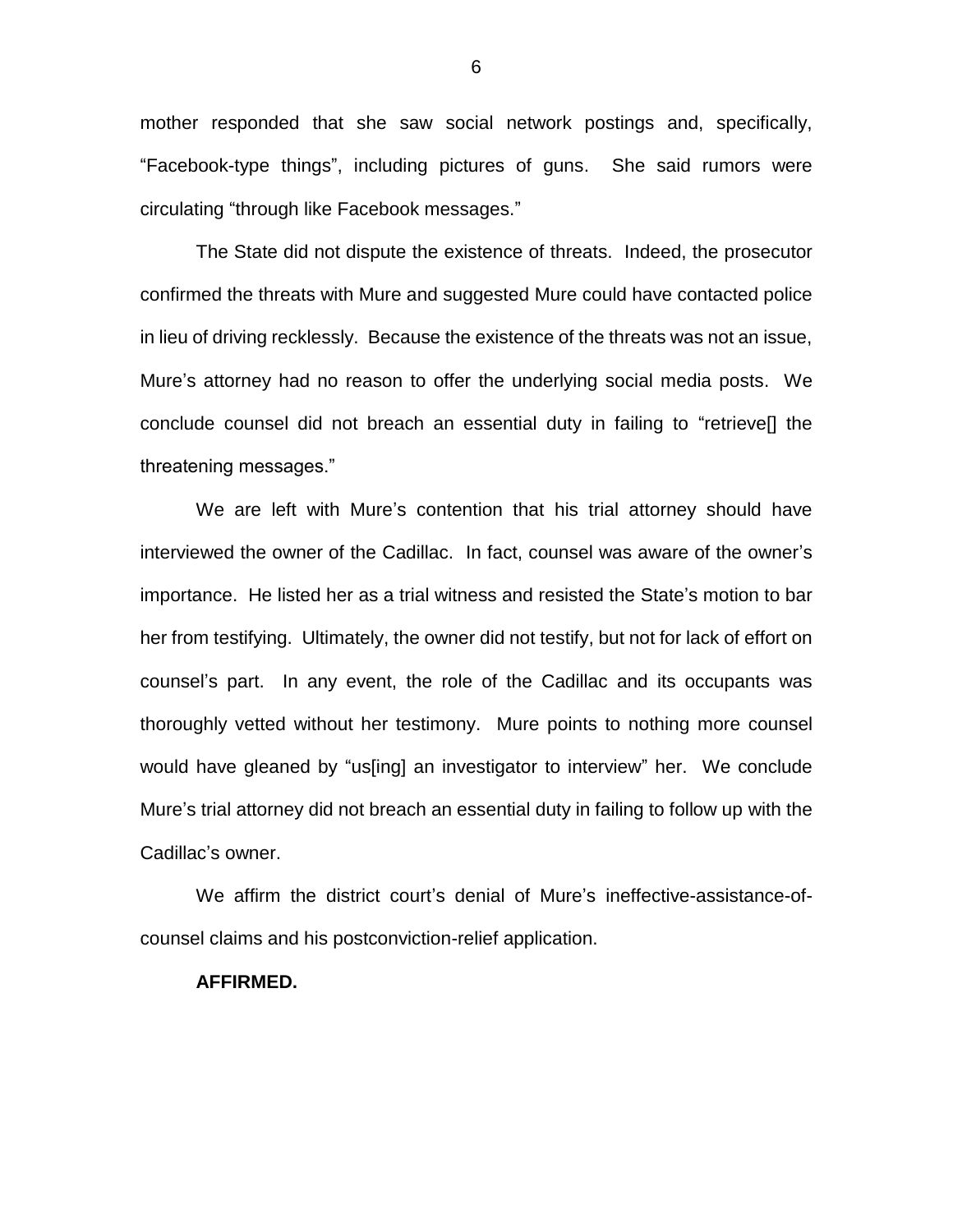mother responded that she saw social network postings and, specifically, "Facebook-type things", including pictures of guns. She said rumors were circulating "through like Facebook messages."

The State did not dispute the existence of threats. Indeed, the prosecutor confirmed the threats with Mure and suggested Mure could have contacted police in lieu of driving recklessly. Because the existence of the threats was not an issue, Mure's attorney had no reason to offer the underlying social media posts. We conclude counsel did not breach an essential duty in failing to "retrieve[] the threatening messages."

We are left with Mure's contention that his trial attorney should have interviewed the owner of the Cadillac. In fact, counsel was aware of the owner's importance. He listed her as a trial witness and resisted the State's motion to bar her from testifying. Ultimately, the owner did not testify, but not for lack of effort on counsel's part. In any event, the role of the Cadillac and its occupants was thoroughly vetted without her testimony. Mure points to nothing more counsel would have gleaned by "us[ing] an investigator to interview" her. We conclude Mure's trial attorney did not breach an essential duty in failing to follow up with the Cadillac's owner.

We affirm the district court's denial of Mure's ineffective-assistance-of-counsel claims and his postconviction-relief application.

**AFFIRMED.**